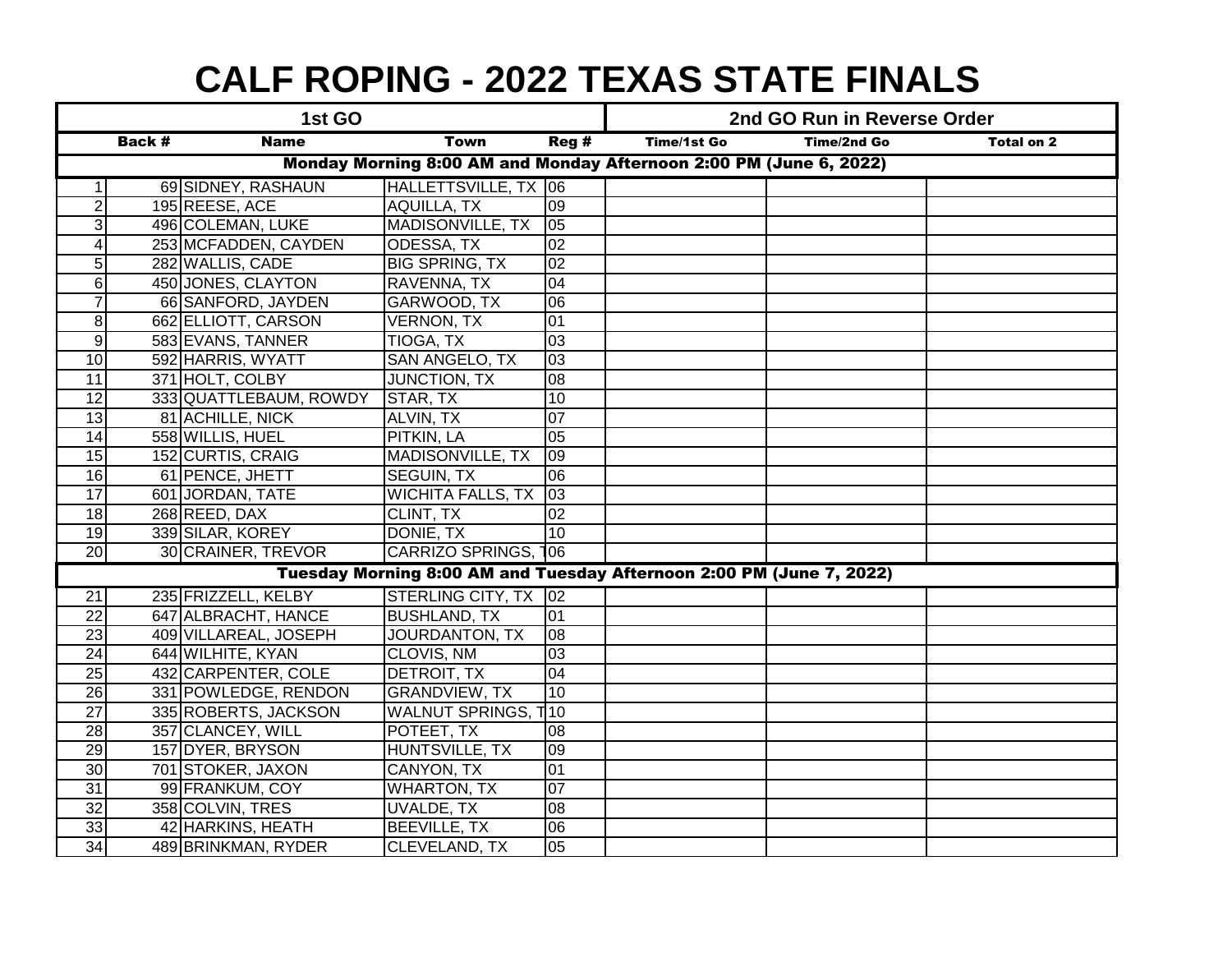# CALF ROPING - 2022 TEXAS STATE FINALS

| 1st GO | | | | | 2nd GO Run in Reverse Order | | |
|---|---|---|---|---|---|---|---|
| | Back # | Name | Town | Reg # | Time/1st Go | Time/2nd Go | Total on 2 |
| **Monday Morning 8:00 AM and Monday Afternoon 2:00 PM (June 6, 2022)** | | | | | | | |
| 1 | 69 | SIDNEY, RASHAUN | HALLETTSVILLE, TX | 06 | | | |
| 2 | 195 | REESE, ACE | AQUILLA, TX | 09 | | | |
| 3 | 496 | COLEMAN, LUKE | MADISONVILLE, TX | 05 | | | |
| 4 | 253 | MCFADDEN, CAYDEN | ODESSA, TX | 02 | | | |
| 5 | 282 | WALLIS, CADE | BIG SPRING, TX | 02 | | | |
| 6 | 450 | JONES, CLAYTON | RAVENNA, TX | 04 | | | |
| 7 | 66 | SANFORD, JAYDEN | GARWOOD, TX | 06 | | | |
| 8 | 662 | ELLIOTT, CARSON | VERNON, TX | 01 | | | |
| 9 | 583 | EVANS, TANNER | TIOGA, TX | 03 | | | |
| 10 | 592 | HARRIS, WYATT | SAN ANGELO, TX | 03 | | | |
| 11 | 371 | HOLT, COLBY | JUNCTION, TX | 08 | | | |
| 12 | 333 | QUATTLEBAUM, ROWDY | STAR, TX | 10 | | | |
| 13 | 81 | ACHILLE, NICK | ALVIN, TX | 07 | | | |
| 14 | 558 | WILLIS, HUEL | PITKIN, LA | 05 | | | |
| 15 | 152 | CURTIS, CRAIG | MADISONVILLE, TX | 09 | | | |
| 16 | 61 | PENCE, JHETT | SEGUIN, TX | 06 | | | |
| 17 | 601 | JORDAN, TATE | WICHITA FALLS, TX | 03 | | | |
| 18 | 268 | REED, DAX | CLINT, TX | 02 | | | |
| 19 | 339 | SILAR, KOREY | DONIE, TX | 10 | | | |
| 20 | 30 | CRAINER, TREVOR | CARRIZO SPRINGS, T | 06 | | | |
| **Tuesday Morning 8:00 AM and Tuesday Afternoon 2:00 PM (June 7, 2022)** | | | | | | | |
| 21 | 235 | FRIZZELL, KELBY | STERLING CITY, TX | 02 | | | |
| 22 | 647 | ALBRACHT, HANCE | BUSHLAND, TX | 01 | | | |
| 23 | 409 | VILLAREAL, JOSEPH | JOURDANTON, TX | 08 | | | |
| 24 | 644 | WILHITE, KYAN | CLOVIS, NM | 03 | | | |
| 25 | 432 | CARPENTER, COLE | DETROIT, TX | 04 | | | |
| 26 | 331 | POWLEDGE, RENDON | GRANDVIEW, TX | 10 | | | |
| 27 | 335 | ROBERTS, JACKSON | WALNUT SPRINGS, T | 10 | | | |
| 28 | 357 | CLANCEY, WILL | POTEET, TX | 08 | | | |
| 29 | 157 | DYER, BRYSON | HUNTSVILLE, TX | 09 | | | |
| 30 | 701 | STOKER, JAXON | CANYON, TX | 01 | | | |
| 31 | 99 | FRANKUM, COY | WHARTON, TX | 07 | | | |
| 32 | 358 | COLVIN, TRES | UVALDE, TX | 08 | | | |
| 33 | 42 | HARKINS, HEATH | BEEVILLE, TX | 06 | | | |
| 34 | 489 | BRINKMAN, RYDER | CLEVELAND, TX | 05 | | | |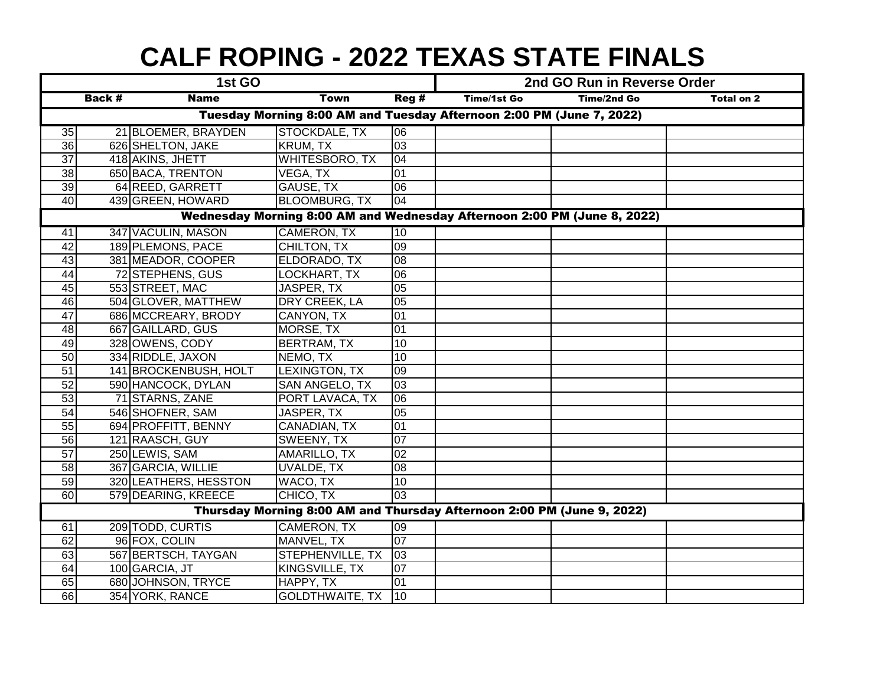# CALF ROPING - 2022 TEXAS STATE FINALS

| | 1st GO | | | | 2nd GO Run in Reverse Order | | |
|---|---|---|---|---|---|---|---|
| | Back # | Name | Town | Reg # | Time/1st Go | Time/2nd Go | Total on 2 |
| **Tuesday Morning 8:00 AM and Tuesday Afternoon 2:00 PM (June 7, 2022)** | | | | | | | |
| 35 | 21 | BLOEMER, BRAYDEN | STOCKDALE, TX | 06 | | | |
| 36 | 626 | SHELTON, JAKE | KRUM, TX | 03 | | | |
| 37 | 418 | AKINS, JHETT | WHITESBORO, TX | 04 | | | |
| 38 | 650 | BACA, TRENTON | VEGA, TX | 01 | | | |
| 39 | 64 | REED, GARRETT | GAUSE, TX | 06 | | | |
| 40 | 439 | GREEN, HOWARD | BLOOMBURG, TX | 04 | | | |
| **Wednesday Morning 8:00 AM and Wednesday Afternoon 2:00 PM (June 8, 2022)** | | | | | | | |
| 41 | 347 | VACULIN, MASON | CAMERON, TX | 10 | | | |
| 42 | 189 | PLEMONS, PACE | CHILTON, TX | 09 | | | |
| 43 | 381 | MEADOR, COOPER | ELDORADO, TX | 08 | | | |
| 44 | 72 | STEPHENS, GUS | LOCKHART, TX | 06 | | | |
| 45 | 553 | STREET, MAC | JASPER, TX | 05 | | | |
| 46 | 504 | GLOVER, MATTHEW | DRY CREEK, LA | 05 | | | |
| 47 | 686 | MCCREARY, BRODY | CANYON, TX | 01 | | | |
| 48 | 667 | GAILLARD, GUS | MORSE, TX | 01 | | | |
| 49 | 328 | OWENS, CODY | BERTRAM, TX | 10 | | | |
| 50 | 334 | RIDDLE, JAXON | NEMO, TX | 10 | | | |
| 51 | 141 | BROCKENBUSH, HOLT | LEXINGTON, TX | 09 | | | |
| 52 | 590 | HANCOCK, DYLAN | SAN ANGELO, TX | 03 | | | |
| 53 | 71 | STARNS, ZANE | PORT LAVACA, TX | 06 | | | |
| 54 | 546 | SHOFNER, SAM | JASPER, TX | 05 | | | |
| 55 | 694 | PROFFITT, BENNY | CANADIAN, TX | 01 | | | |
| 56 | 121 | RAASCH, GUY | SWEENY, TX | 07 | | | |
| 57 | 250 | LEWIS, SAM | AMARILLO, TX | 02 | | | |
| 58 | 367 | GARCIA, WILLIE | UVALDE, TX | 08 | | | |
| 59 | 320 | LEATHERS, HESSTON | WACO, TX | 10 | | | |
| 60 | 579 | DEARING, KREECE | CHICO, TX | 03 | | | |
| **Thursday Morning 8:00 AM and Thursday Afternoon 2:00 PM (June 9, 2022)** | | | | | | | |
| 61 | 209 | TODD, CURTIS | CAMERON, TX | 09 | | | |
| 62 | 96 | FOX, COLIN | MANVEL, TX | 07 | | | |
| 63 | 567 | BERTSCH, TAYGAN | STEPHENVILLE, TX | 03 | | | |
| 64 | 100 | GARCIA, JT | KINGSVILLE, TX | 07 | | | |
| 65 | 680 | JOHNSON, TRYCE | HAPPY, TX | 01 | | | |
| 66 | 354 | YORK, RANCE | GOLDTHWAITE, TX | 10 | | | |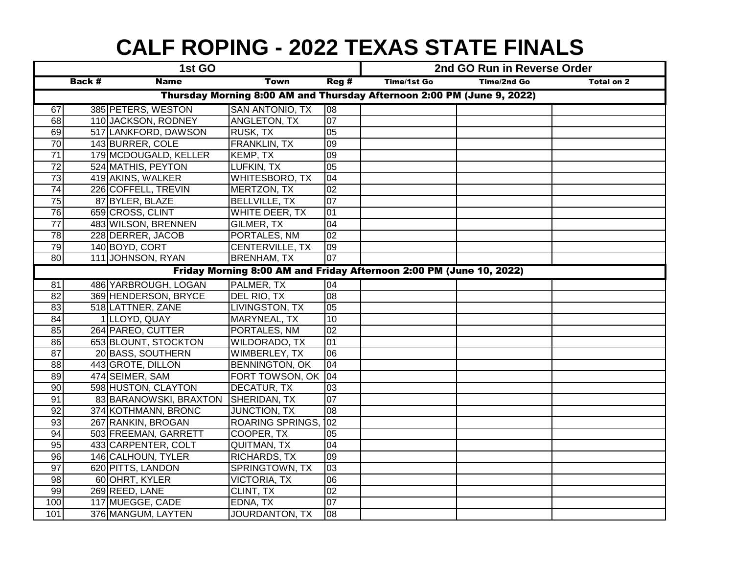# CALF ROPING - 2022 TEXAS STATE FINALS

| | 1st GO | | | | 2nd GO Run in Reverse Order | | |
|---|---|---|---|---|---|---|---|
| | Back # | Name | Town | Reg # | Time/1st Go | Time/2nd Go | Total on 2 |
| **Thursday Morning 8:00 AM and Thursday Afternoon 2:00 PM (June 9, 2022)** | | | | | | | |
| 67 | 385 | PETERS, WESTON | SAN ANTONIO, TX | 08 | | | |
| 68 | 110 | JACKSON, RODNEY | ANGLETON, TX | 07 | | | |
| 69 | 517 | LANKFORD, DAWSON | RUSK, TX | 05 | | | |
| 70 | 143 | BURRER, COLE | FRANKLIN, TX | 09 | | | |
| 71 | 179 | MCDOUGALD, KELLER | KEMP, TX | 09 | | | |
| 72 | 524 | MATHIS, PEYTON | LUFKIN, TX | 05 | | | |
| 73 | 419 | AKINS, WALKER | WHITESBORO, TX | 04 | | | |
| 74 | 226 | COFFELL, TREVIN | MERTZON, TX | 02 | | | |
| 75 | 87 | BYLER, BLAZE | BELLVILLE, TX | 07 | | | |
| 76 | 659 | CROSS, CLINT | WHITE DEER, TX | 01 | | | |
| 77 | 483 | WILSON, BRENNEN | GILMER, TX | 04 | | | |
| 78 | 228 | DERRER, JACOB | PORTALES, NM | 02 | | | |
| 79 | 140 | BOYD, CORT | CENTERVILLE, TX | 09 | | | |
| 80 | 111 | JOHNSON, RYAN | BRENHAM, TX | 07 | | | |
| **Friday Morning 8:00 AM and Friday Afternoon 2:00 PM (June 10, 2022)** | | | | | | | |
| 81 | 486 | YARBROUGH, LOGAN | PALMER, TX | 04 | | | |
| 82 | 369 | HENDERSON, BRYCE | DEL RIO, TX | 08 | | | |
| 83 | 518 | LATTNER, ZANE | LIVINGSTON, TX | 05 | | | |
| 84 | 1 | LLOYD, QUAY | MARYNEAL, TX | 10 | | | |
| 85 | 264 | PAREO, CUTTER | PORTALES, NM | 02 | | | |
| 86 | 653 | BLOUNT, STOCKTON | WILDORADO, TX | 01 | | | |
| 87 | 20 | BASS, SOUTHERN | WIMBERLEY, TX | 06 | | | |
| 88 | 443 | GROTE, DILLON | BENNINGTON, OK | 04 | | | |
| 89 | 474 | SEIMER, SAM | FORT TOWSON, OK | 04 | | | |
| 90 | 598 | HUSTON, CLAYTON | DECATUR, TX | 03 | | | |
| 91 | 83 | BARANOWSKI, BRAXTON | SHERIDAN, TX | 07 | | | |
| 92 | 374 | KOTHMANN, BRONC | JUNCTION, TX | 08 | | | |
| 93 | 267 | RANKIN, BROGAN | ROARING SPRINGS, T | 02 | | | |
| 94 | 503 | FREEMAN, GARRETT | COOPER, TX | 05 | | | |
| 95 | 433 | CARPENTER, COLT | QUITMAN, TX | 04 | | | |
| 96 | 146 | CALHOUN, TYLER | RICHARDS, TX | 09 | | | |
| 97 | 620 | PITTS, LANDON | SPRINGTOWN, TX | 03 | | | |
| 98 | 60 | OHRT, KYLER | VICTORIA, TX | 06 | | | |
| 99 | 269 | REED, LANE | CLINT, TX | 02 | | | |
| 100 | 117 | MUEGGE, CADE | EDNA, TX | 07 | | | |
| 101 | 376 | MANGUM, LAYTEN | JOURDANTON, TX | 08 | | | |